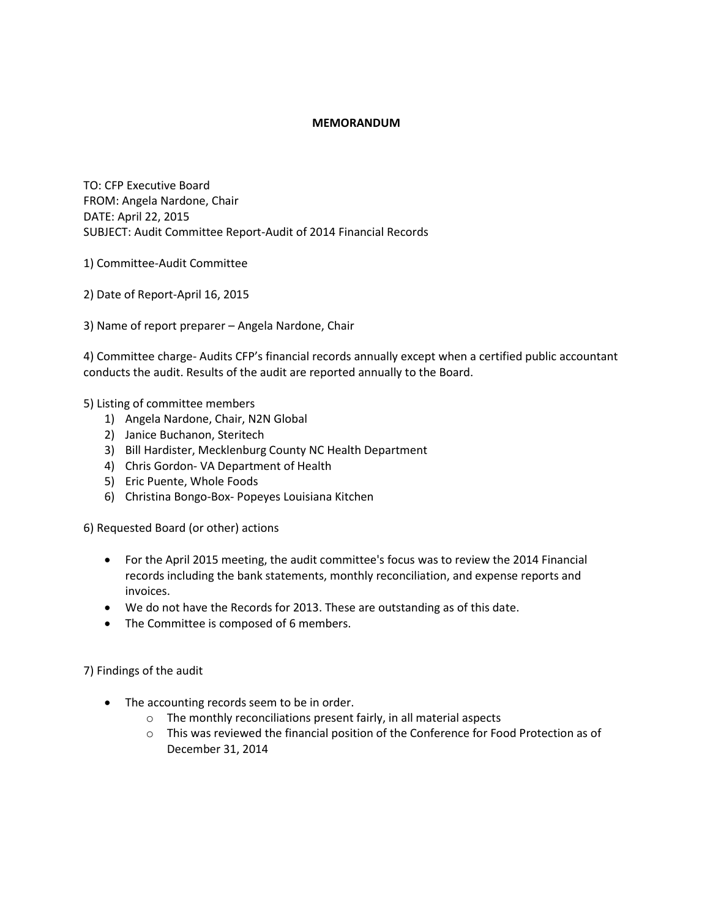# MEMORANDUM

TO: CFP Executive Board
FROM: Angela Nardone, Chair
DATE: April 22, 2015
SUBJECT: Audit Committee Report-Audit of 2014 Financial Records

1) Committee-Audit Committee

2) Date of Report-April 16, 2015

3) Name of report preparer – Angela Nardone, Chair

4) Committee charge- Audits CFP's financial records annually except when a certified public accountant conducts the audit. Results of the audit are reported annually to the Board.

5) Listing of committee members
   1) Angela Nardone, Chair, N2N Global
   2) Janice Buchanon, Steritech
   3) Bill Hardister, Mecklenburg County NC Health Department
   4) Chris Gordon- VA Department of Health
   5) Eric Puente, Whole Foods
   6) Christina Bongo-Box- Popeyes Louisiana Kitchen

6) Requested Board (or other) actions

- For the April 2015 meeting, the audit committee's focus was to review the 2014 Financial records including the bank statements, monthly reconciliation, and expense reports and invoices.
- We do not have the Records for 2013. These are outstanding as of this date.
- The Committee is composed of 6 members.

7) Findings of the audit

- The accounting records seem to be in order.
  - The monthly reconciliations present fairly, in all material aspects
  - This was reviewed the financial position of the Conference for Food Protection as of December 31, 2014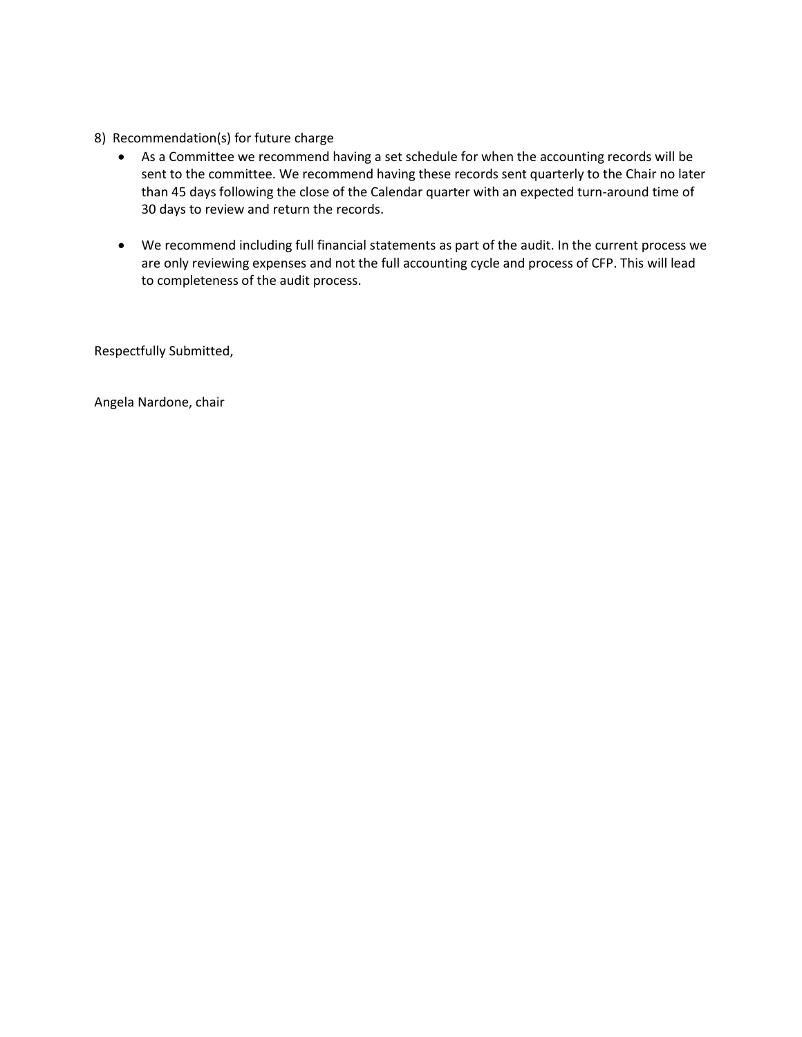8) Recommendation(s) for future charge

- As a Committee we recommend having a set schedule for when the accounting records will be sent to the committee. We recommend having these records sent quarterly to the Chair no later than 45 days following the close of the Calendar quarter with an expected turn-around time of 30 days to review and return the records.

- We recommend including full financial statements as part of the audit. In the current process we are only reviewing expenses and not the full accounting cycle and process of CFP. This will lead to completeness of the audit process.

Respectfully Submitted,

Angela Nardone, chair